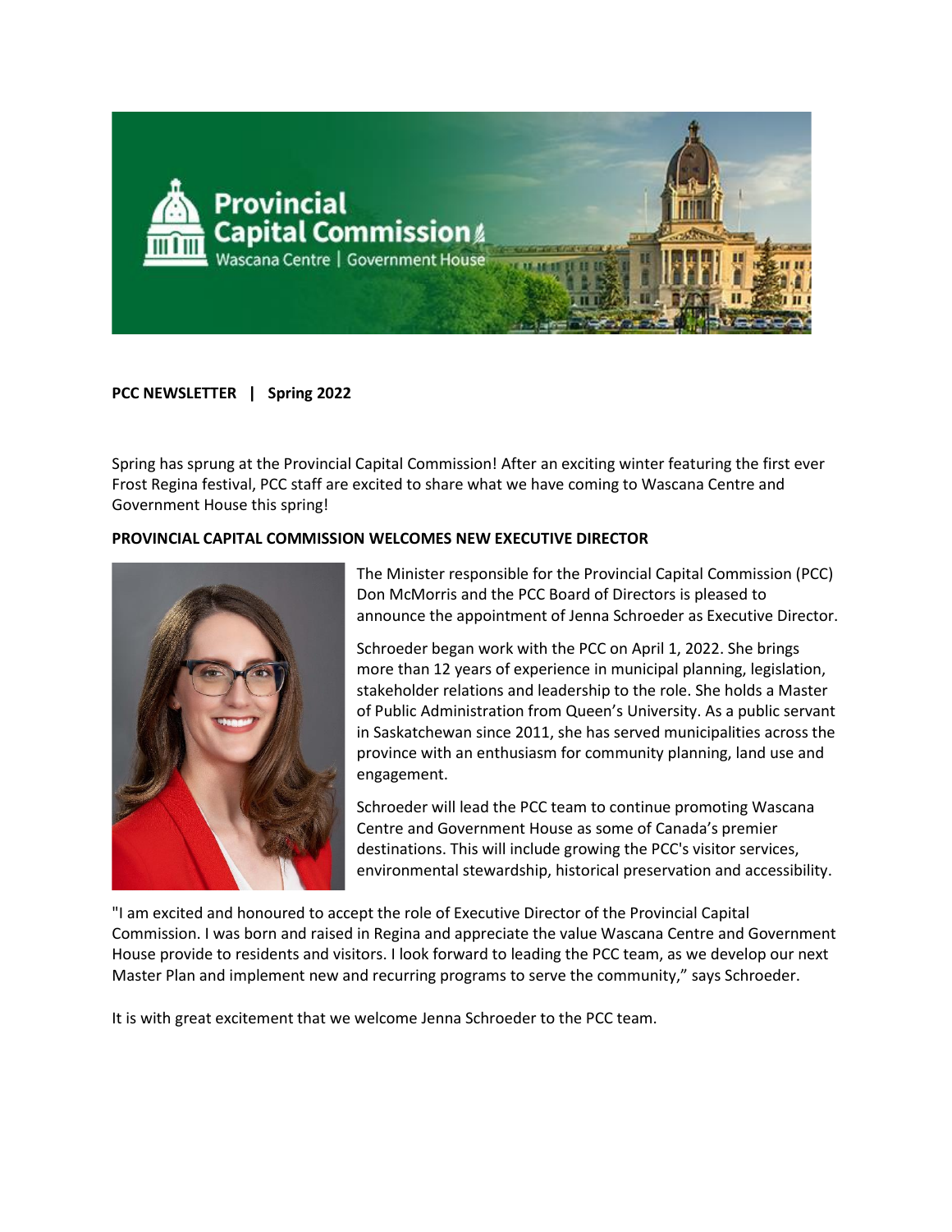**PCC NEWSLETTER | Spring 2022**

Spring has sprung at the Provincial Capital Commission! After an exciting winter featuring the first ever Frost Regina festival, PCC staff are excited to share what we have coming to Wascana Centre and Government House this spring!

**PROVINCIAL CAPITAL COMMISSION WELCOMES NEW EXECUTIVE DIRECTOR**

The Minister responsible for the Provincial Capital Commission (PCC) Don McMorris and the PCC Board of Directors is pleased to announce the appointment of Jenna Schroeder as Executive Director.

Schroeder began work with the PCC on April 1, 2022. She brings more than 12 years of experience in municipal planning, legislation, stakeholder relations and leadership to the role. She holds a Master of Public Administration from Queen's University. As a public servant in Saskatchewan since 2011, she has served municipalities across the province with an enthusiasm for community planning, land use and engagement.

Schroeder will lead the PCC team to continue promoting Wascana Centre and Government House as some of Canada's premier destinations. This will include growing the PCC's visitor services, environmental stewardship, historical preservation and accessibility.

"I am excited and honoured to accept the role of Executive Director of the Provincial Capital Commission. I was born and raised in Regina and appreciate the value Wascana Centre and Government House provide to residents and visitors. I look forward to leading the PCC team, as we develop our next Master Plan and implement new and recurring programs to serve the community," says Schroeder.

It is with great excitement that we welcome Jenna Schroeder to the PCC team.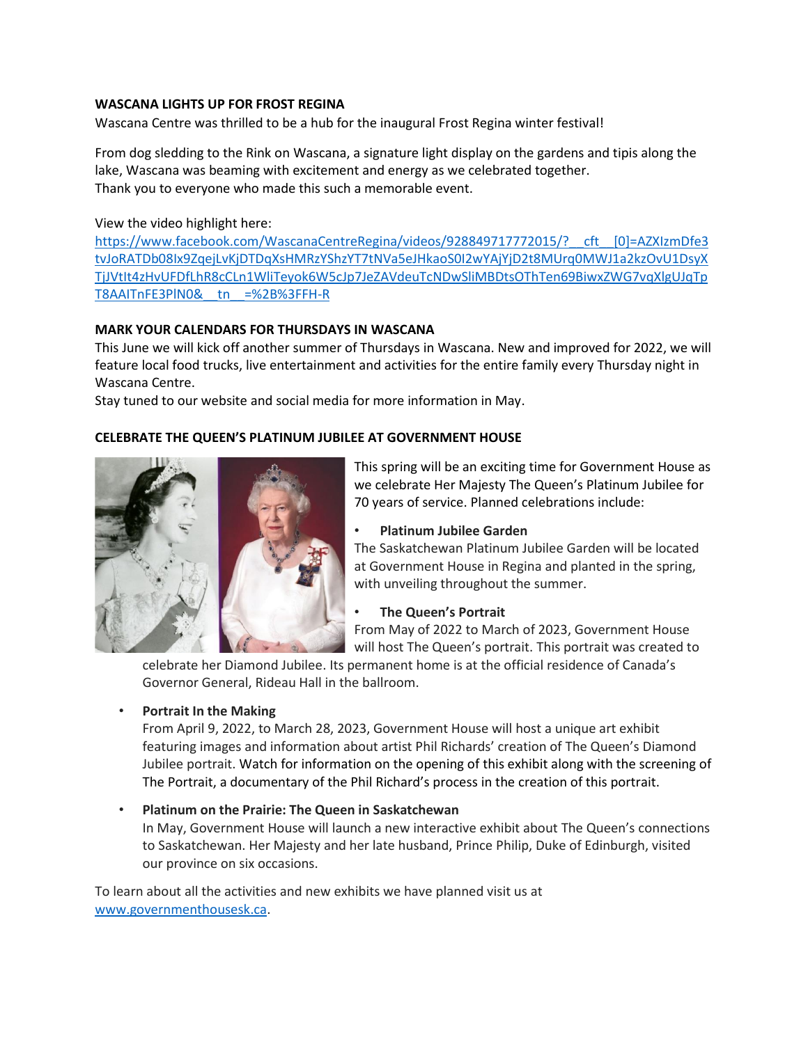**WASCANA LIGHTS UP FOR FROST REGINA**

Wascana Centre was thrilled to be a hub for the inaugural Frost Regina winter festival!

From dog sledding to the Rink on Wascana, a signature light display on the gardens and tipis along the lake, Wascana was beaming with excitement and energy as we celebrated together.
Thank you to everyone who made this such a memorable event.

View the video highlight here:
[https://www.facebook.com/WascanaCentreRegina/videos/928849717772015/?__cft__[0]=AZXIzmDfe3tvJoRATDb08Ix9ZqejLvKjDTDqXsHMRzYShzYT7tNVa5eJHkaoS0I2wYAjYjD2t8MUrq0MWJ1a2kzOvU1DsyXTjJVtIt4zHvUFDfLhR8cCLn1WliTeyok6W5cJp7JeZAVdeuTcNDwSliMBDtsOThTen69BiwxZWG7vqXlgUJqTpT8AAITnFE3PlN0&__tn__=%2B%3FFH-R](https://www.facebook.com/WascanaCentreRegina/videos/928849717772015/?__cft__[0]=AZXIzmDfe3tvJoRATDb08Ix9ZqejLvKjDTDqXsHMRzYShzYT7tNVa5eJHkaoS0I2wYAjYjD2t8MUrq0MWJ1a2kzOvU1DsyXTjJVtIt4zHvUFDfLhR8cCLn1WliTeyok6W5cJp7JeZAVdeuTcNDwSliMBDtsOThTen69BiwxZWG7vqXlgUJqTpT8AAITnFE3PlN0&__tn__=%2B%3FFH-R)

**MARK YOUR CALENDARS FOR THURSDAYS IN WASCANA**

This June we will kick off another summer of Thursdays in Wascana. New and improved for 2022, we will feature local food trucks, live entertainment and activities for the entire family every Thursday night in Wascana Centre.
Stay tuned to our website and social media for more information in May.

**CELEBRATE THE QUEEN'S PLATINUM JUBILEE AT GOVERNMENT HOUSE**

This spring will be an exciting time for Government House as we celebrate Her Majesty The Queen's Platinum Jubilee for 70 years of service. Planned celebrations include:

- **Platinum Jubilee Garden**
  The Saskatchewan Platinum Jubilee Garden will be located at Government House in Regina and planted in the spring, with unveiling throughout the summer.

- **The Queen's Portrait**
  From May of 2022 to March of 2023, Government House will host The Queen's portrait. This portrait was created to celebrate her Diamond Jubilee. Its permanent home is at the official residence of Canada's Governor General, Rideau Hall in the ballroom.

- **Portrait In the Making**
  From April 9, 2022, to March 28, 2023, Government House will host a unique art exhibit featuring images and information about artist Phil Richards' creation of The Queen's Diamond Jubilee portrait. Watch for information on the opening of this exhibit along with the screening of The Portrait, a documentary of the Phil Richard's process in the creation of this portrait.

- **Platinum on the Prairie: The Queen in Saskatchewan**
  In May, Government House will launch a new interactive exhibit about The Queen's connections to Saskatchewan. Her Majesty and her late husband, Prince Philip, Duke of Edinburgh, visited our province on six occasions.

To learn about all the activities and new exhibits we have planned visit us at [www.governmenthousesk.ca](http://www.governmenthousesk.ca).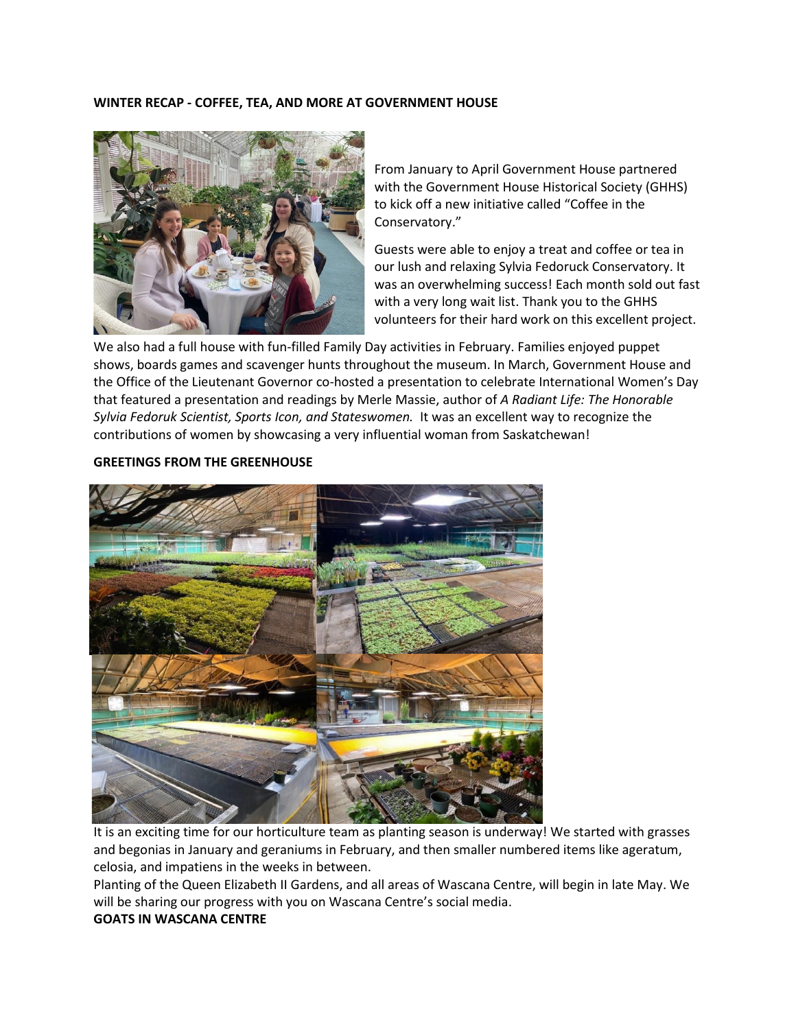**WINTER RECAP - COFFEE, TEA, AND MORE AT GOVERNMENT HOUSE**

From January to April Government House partnered with the Government House Historical Society (GHHS) to kick off a new initiative called "Coffee in the Conservatory."

Guests were able to enjoy a treat and coffee or tea in our lush and relaxing Sylvia Fedoruck Conservatory. It was an overwhelming success! Each month sold out fast with a very long wait list. Thank you to the GHHS volunteers for their hard work on this excellent project.

We also had a full house with fun-filled Family Day activities in February. Families enjoyed puppet shows, boards games and scavenger hunts throughout the museum. In March, Government House and the Office of the Lieutenant Governor co-hosted a presentation to celebrate International Women's Day that featured a presentation and readings by Merle Massie, author of *A Radiant Life: The Honorable Sylvia Fedoruk Scientist, Sports Icon, and Stateswomen.* It was an excellent way to recognize the contributions of women by showcasing a very influential woman from Saskatchewan!

**GREETINGS FROM THE GREENHOUSE**

It is an exciting time for our horticulture team as planting season is underway! We started with grasses and begonias in January and geraniums in February, and then smaller numbered items like ageratum, celosia, and impatiens in the weeks in between.

Planting of the Queen Elizabeth II Gardens, and all areas of Wascana Centre, will begin in late May. We will be sharing our progress with you on Wascana Centre's social media.

**GOATS IN WASCANA CENTRE**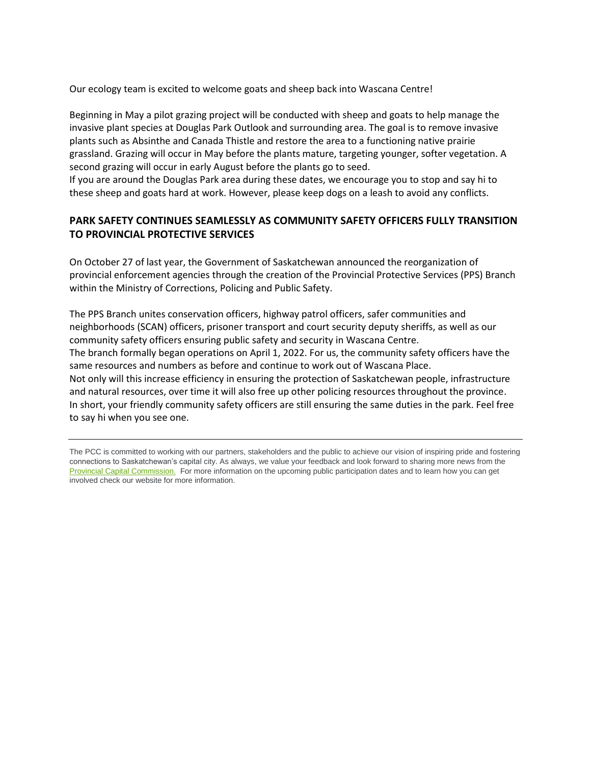Our ecology team is excited to welcome goats and sheep back into Wascana Centre!

Beginning in May a pilot grazing project will be conducted with sheep and goats to help manage the invasive plant species at Douglas Park Outlook and surrounding area. The goal is to remove invasive plants such as Absinthe and Canada Thistle and restore the area to a functioning native prairie grassland. Grazing will occur in May before the plants mature, targeting younger, softer vegetation. A second grazing will occur in early August before the plants go to seed.

If you are around the Douglas Park area during these dates, we encourage you to stop and say hi to these sheep and goats hard at work. However, please keep dogs on a leash to avoid any conflicts.

## PARK SAFETY CONTINUES SEAMLESSLY AS COMMUNITY SAFETY OFFICERS FULLY TRANSITION TO PROVINCIAL PROTECTIVE SERVICES

On October 27 of last year, the Government of Saskatchewan announced the reorganization of provincial enforcement agencies through the creation of the Provincial Protective Services (PPS) Branch within the Ministry of Corrections, Policing and Public Safety.

The PPS Branch unites conservation officers, highway patrol officers, safer communities and neighborhoods (SCAN) officers, prisoner transport and court security deputy sheriffs, as well as our community safety officers ensuring public safety and security in Wascana Centre.

The branch formally began operations on April 1, 2022. For us, the community safety officers have the same resources and numbers as before and continue to work out of Wascana Place.

Not only will this increase efficiency in ensuring the protection of Saskatchewan people, infrastructure and natural resources, over time it will also free up other policing resources throughout the province.

In short, your friendly community safety officers are still ensuring the same duties in the park. Feel free to say hi when you see one.

---

The PCC is committed to working with our partners, stakeholders and the public to achieve our vision of inspiring pride and fostering connections to Saskatchewan's capital city. As always, we value your feedback and look forward to sharing more news from the Provincial Capital Commission. For more information on the upcoming public participation dates and to learn how you can get involved check our website for more information.